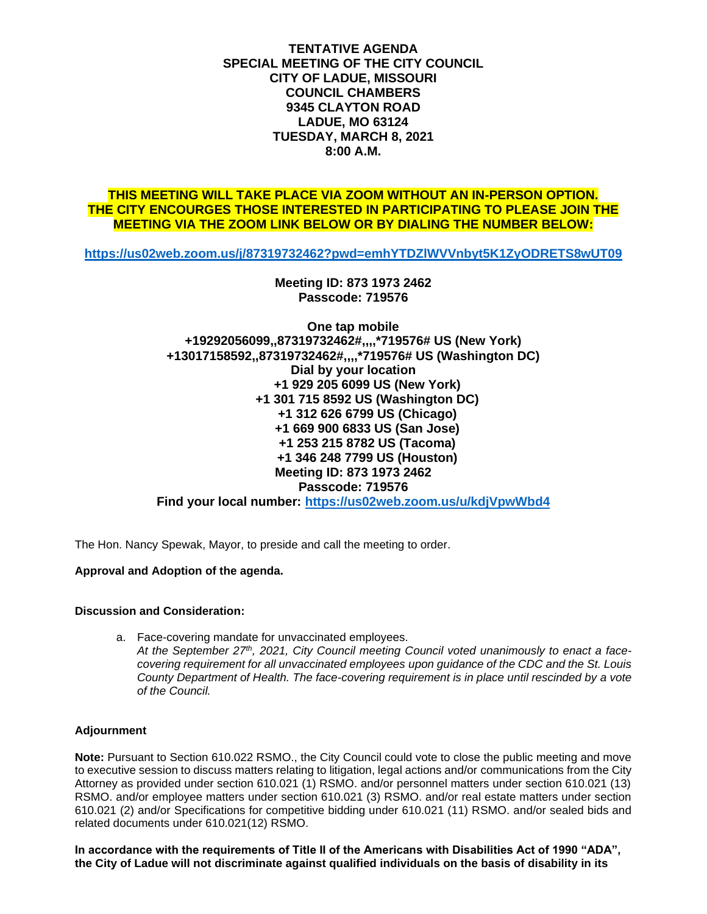**TENTATIVE AGENDA**
**SPECIAL MEETING OF THE CITY COUNCIL**
**CITY OF LADUE, MISSOURI**
**COUNCIL CHAMBERS**
**9345 CLAYTON ROAD**
**LADUE, MO 63124**
**TUESDAY, MARCH 8, 2021**
**8:00 A.M.**

**THIS MEETING WILL TAKE PLACE VIA ZOOM WITHOUT AN IN-PERSON OPTION. THE CITY ENCOURAGES THOSE INTERESTED IN PARTICIPATING TO PLEASE JOIN THE MEETING VIA THE ZOOM LINK BELOW OR BY DIALING THE NUMBER BELOW:**

**https://us02web.zoom.us/j/87319732462?pwd=emhYTDZlWVVnbyt5K1ZyODRETS8wUT09**

**Meeting ID: 873 1973 2462**
**Passcode: 719576**

**One tap mobile**
**+19292056099,,87319732462#,,,,*719576# US (New York)**
**+13017158592,,87319732462#,,,,*719576# US (Washington DC)**
**Dial by your location**
**+1 929 205 6099 US (New York)**
**+1 301 715 8592 US (Washington DC)**
**+1 312 626 6799 US (Chicago)**
**+1 669 900 6833 US (San Jose)**
**+1 253 215 8782 US (Tacoma)**
**+1 346 248 7799 US (Houston)**
**Meeting ID: 873 1973 2462**
**Passcode: 719576**
**Find your local number: https://us02web.zoom.us/u/kdjVpwWbd4**

The Hon. Nancy Spewak, Mayor, to preside and call the meeting to order.

**Approval and Adoption of the agenda.**

**Discussion and Consideration:**

a. Face-covering mandate for unvaccinated employees.
   *At the September 27th, 2021, City Council meeting Council voted unanimously to enact a face-covering requirement for all unvaccinated employees upon guidance of the CDC and the St. Louis County Department of Health. The face-covering requirement is in place until rescinded by a vote of the Council.*

**Adjournment**

**Note:** Pursuant to Section 610.022 RSMO., the City Council could vote to close the public meeting and move to executive session to discuss matters relating to litigation, legal actions and/or communications from the City Attorney as provided under section 610.021 (1) RSMO. and/or personnel matters under section 610.021 (13) RSMO. and/or employee matters under section 610.021 (3) RSMO. and/or real estate matters under section 610.021 (2) and/or Specifications for competitive bidding under 610.021 (11) RSMO. and/or sealed bids and related documents under 610.021(12) RSMO.

**In accordance with the requirements of Title II of the Americans with Disabilities Act of 1990 "ADA", the City of Ladue will not discriminate against qualified individuals on the basis of disability in its**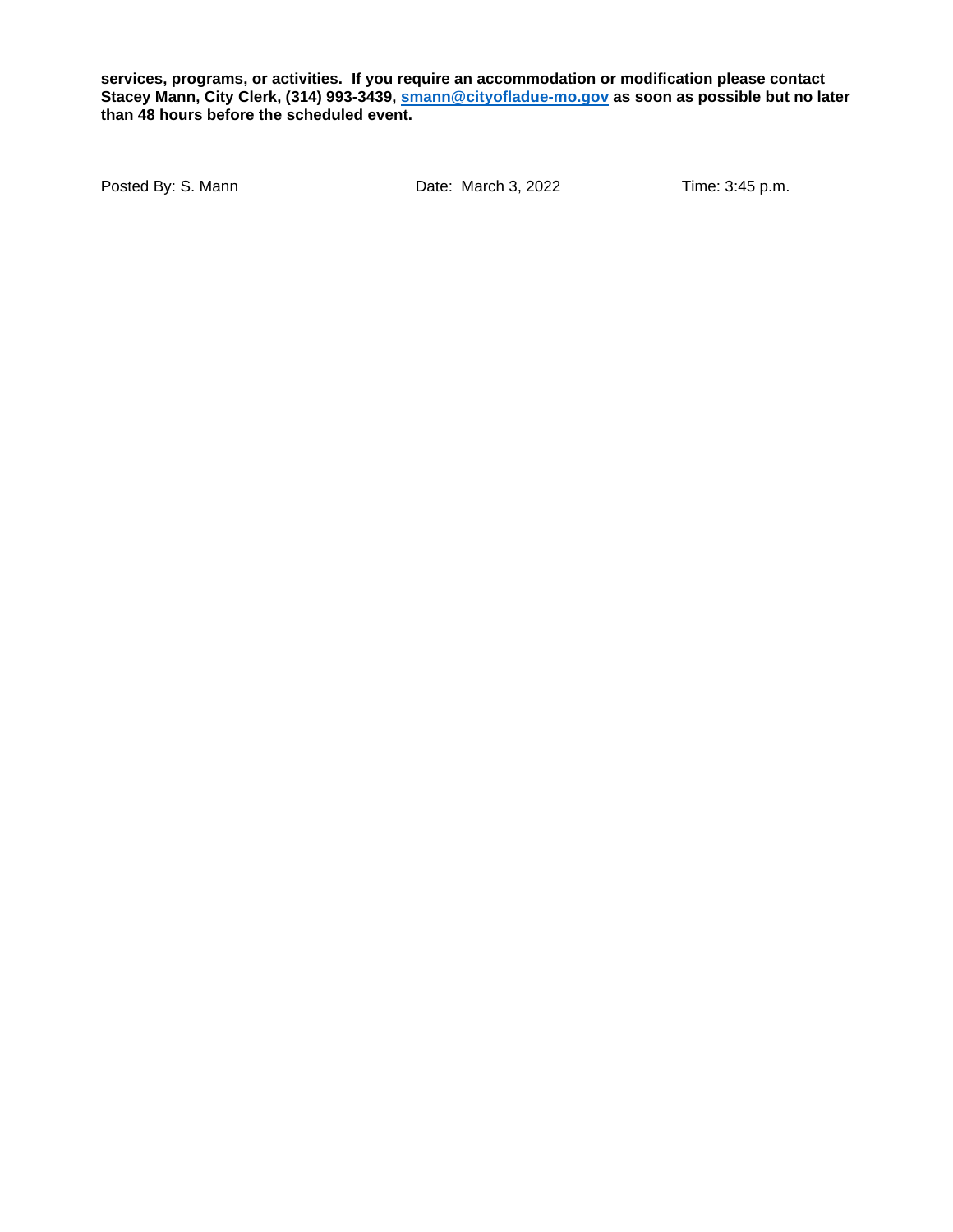**services, programs, or activities. If you require an accommodation or modification please contact Stacey Mann, City Clerk, (314) 993-3439, smann@cityofladue-mo.gov as soon as possible but no later than 48 hours before the scheduled event.**

Posted By: S. Mann Date: March 3, 2022 Time: 3:45 p.m.